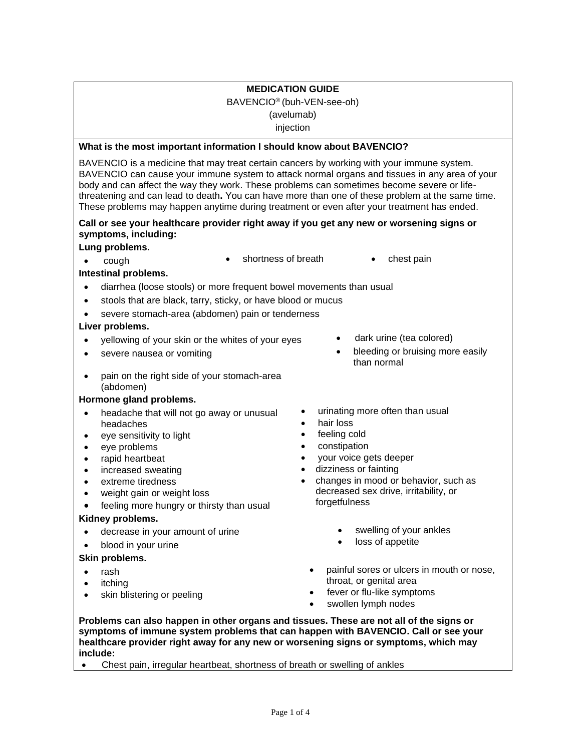**MEDICATION GUIDE**

BAVENCIO® (buh-VEN-see-oh)

(avelumab)

injection

**What is the most important information I should know about BAVENCIO?**

BAVENCIO is a medicine that may treat certain cancers by working with your immune system. BAVENCIO can cause your immune system to attack normal organs and tissues in any area of your body and can affect the way they work. These problems can sometimes become severe or life-threatening and can lead to death**.** You can have more than one of these problem at the same time. These problems may happen anytime during treatment or even after your treatment has ended.

**Call or see your healthcare provider right away if you get any new or worsening signs or symptoms, including:**

**Lung problems.**

- cough
- shortness of breath
- chest pain

**Intestinal problems.**

- diarrhea (loose stools) or more frequent bowel movements than usual
- stools that are black, tarry, sticky, or have blood or mucus
- severe stomach-area (abdomen) pain or tenderness

**Liver problems.**

- yellowing of your skin or the whites of your eyes
- severe nausea or vomiting
- pain on the right side of your stomach-area (abdomen)
- dark urine (tea colored)
- bleeding or bruising more easily than normal

**Hormone gland problems.**

- headache that will not go away or unusual headaches
- eye sensitivity to light
- eye problems
- rapid heartbeat
- increased sweating
- extreme tiredness
- weight gain or weight loss
- feeling more hungry or thirsty than usual
- urinating more often than usual
- hair loss
- feeling cold
- constipation
- your voice gets deeper
- dizziness or fainting
- changes in mood or behavior, such as decreased sex drive, irritability, or forgetfulness

**Kidney problems.**

- decrease in your amount of urine
- blood in your urine
- swelling of your ankles
- loss of appetite

**Skin problems.**

- rash
- itching
- skin blistering or peeling
- painful sores or ulcers in mouth or nose, throat, or genital area
- fever or flu-like symptoms
- swollen lymph nodes

**Problems can also happen in other organs and tissues. These are not all of the signs or symptoms of immune system problems that can happen with BAVENCIO. Call or see your healthcare provider right away for any new or worsening signs or symptoms, which may include:**

- Chest pain, irregular heartbeat, shortness of breath or swelling of ankles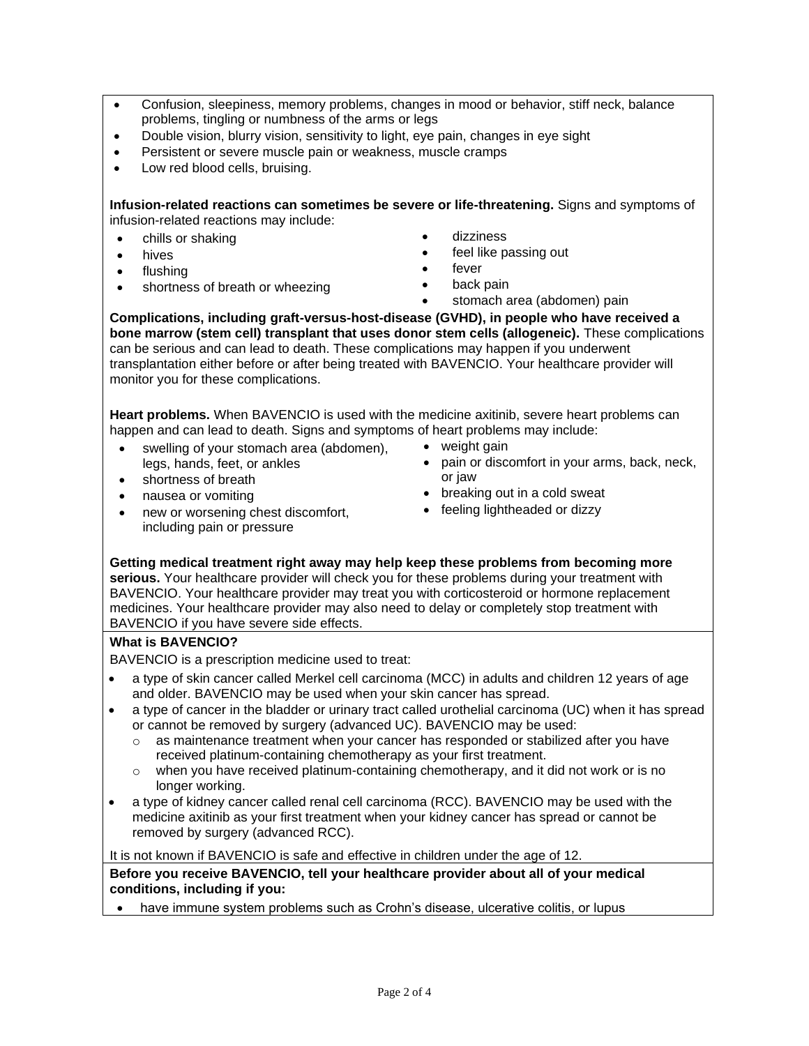- Confusion, sleepiness, memory problems, changes in mood or behavior, stiff neck, balance problems, tingling or numbness of the arms or legs
- Double vision, blurry vision, sensitivity to light, eye pain, changes in eye sight
- Persistent or severe muscle pain or weakness, muscle cramps
- Low red blood cells, bruising.

**Infusion-related reactions can sometimes be severe or life-threatening.** Signs and symptoms of infusion-related reactions may include:

- chills or shaking
- hives
- flushing
- shortness of breath or wheezing
- dizziness
- feel like passing out
- fever
- back pain
- stomach area (abdomen) pain

**Complications, including graft-versus-host-disease (GVHD), in people who have received a bone marrow (stem cell) transplant that uses donor stem cells (allogeneic).** These complications can be serious and can lead to death. These complications may happen if you underwent transplantation either before or after being treated with BAVENCIO. Your healthcare provider will monitor you for these complications.

**Heart problems.** When BAVENCIO is used with the medicine axitinib, severe heart problems can happen and can lead to death. Signs and symptoms of heart problems may include:

- swelling of your stomach area (abdomen), legs, hands, feet, or ankles
- shortness of breath
- nausea or vomiting
- new or worsening chest discomfort, including pain or pressure
- weight gain
- pain or discomfort in your arms, back, neck, or jaw
- breaking out in a cold sweat
- feeling lightheaded or dizzy

**Getting medical treatment right away may help keep these problems from becoming more serious.** Your healthcare provider will check you for these problems during your treatment with BAVENCIO. Your healthcare provider may treat you with corticosteroid or hormone replacement medicines. Your healthcare provider may also need to delay or completely stop treatment with BAVENCIO if you have severe side effects.

**What is BAVENCIO?**

BAVENCIO is a prescription medicine used to treat:

- a type of skin cancer called Merkel cell carcinoma (MCC) in adults and children 12 years of age and older. BAVENCIO may be used when your skin cancer has spread.
- a type of cancer in the bladder or urinary tract called urothelial carcinoma (UC) when it has spread or cannot be removed by surgery (advanced UC). BAVENCIO may be used:
  - as maintenance treatment when your cancer has responded or stabilized after you have received platinum-containing chemotherapy as your first treatment.
  - when you have received platinum-containing chemotherapy, and it did not work or is no longer working.
- a type of kidney cancer called renal cell carcinoma (RCC). BAVENCIO may be used with the medicine axitinib as your first treatment when your kidney cancer has spread or cannot be removed by surgery (advanced RCC).

It is not known if BAVENCIO is safe and effective in children under the age of 12.

**Before you receive BAVENCIO, tell your healthcare provider about all of your medical conditions, including if you:**

- have immune system problems such as Crohn's disease, ulcerative colitis, or lupus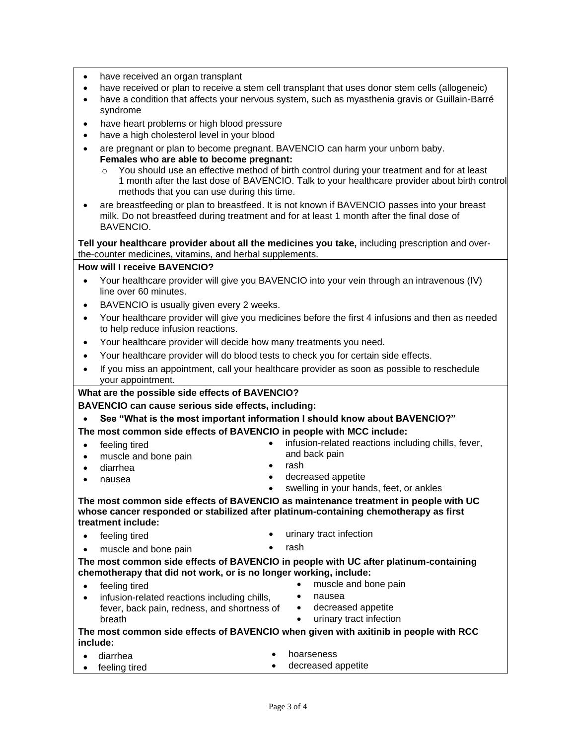- have received an organ transplant
- have received or plan to receive a stem cell transplant that uses donor stem cells (allogeneic)
- have a condition that affects your nervous system, such as myasthenia gravis or Guillain-Barré syndrome
- have heart problems or high blood pressure
- have a high cholesterol level in your blood
- are pregnant or plan to become pregnant. BAVENCIO can harm your unborn baby.
  **Females who are able to become pregnant:**
  - You should use an effective method of birth control during your treatment and for at least 1 month after the last dose of BAVENCIO. Talk to your healthcare provider about birth control methods that you can use during this time.
- are breastfeeding or plan to breastfeed. It is not known if BAVENCIO passes into your breast milk. Do not breastfeed during treatment and for at least 1 month after the final dose of BAVENCIO.

**Tell your healthcare provider about all the medicines you take,** including prescription and over-the-counter medicines, vitamins, and herbal supplements.

**How will I receive BAVENCIO?**

- Your healthcare provider will give you BAVENCIO into your vein through an intravenous (IV) line over 60 minutes.
- BAVENCIO is usually given every 2 weeks.
- Your healthcare provider will give you medicines before the first 4 infusions and then as needed to help reduce infusion reactions.
- Your healthcare provider will decide how many treatments you need.
- Your healthcare provider will do blood tests to check you for certain side effects.
- If you miss an appointment, call your healthcare provider as soon as possible to reschedule your appointment.

**What are the possible side effects of BAVENCIO?**

**BAVENCIO can cause serious side effects, including:**

- **See "What is the most important information I should know about BAVENCIO?"**

**The most common side effects of BAVENCIO in people with MCC include:**

- feeling tired
- muscle and bone pain
- diarrhea
- nausea
- infusion-related reactions including chills, fever, and back pain
- rash
- decreased appetite
- swelling in your hands, feet, or ankles

**The most common side effects of BAVENCIO as maintenance treatment in people with UC whose cancer responded or stabilized after platinum-containing chemotherapy as first treatment include:**

- feeling tired
- muscle and bone pain
- urinary tract infection
- rash

**The most common side effects of BAVENCIO in people with UC after platinum-containing chemotherapy that did not work, or is no longer working, include:**

- feeling tired
- infusion-related reactions including chills, fever, back pain, redness, and shortness of breath
- muscle and bone pain
- nausea
- decreased appetite
- urinary tract infection

**The most common side effects of BAVENCIO when given with axitinib in people with RCC include:**

- diarrhea
- feeling tired
- hoarseness
- decreased appetite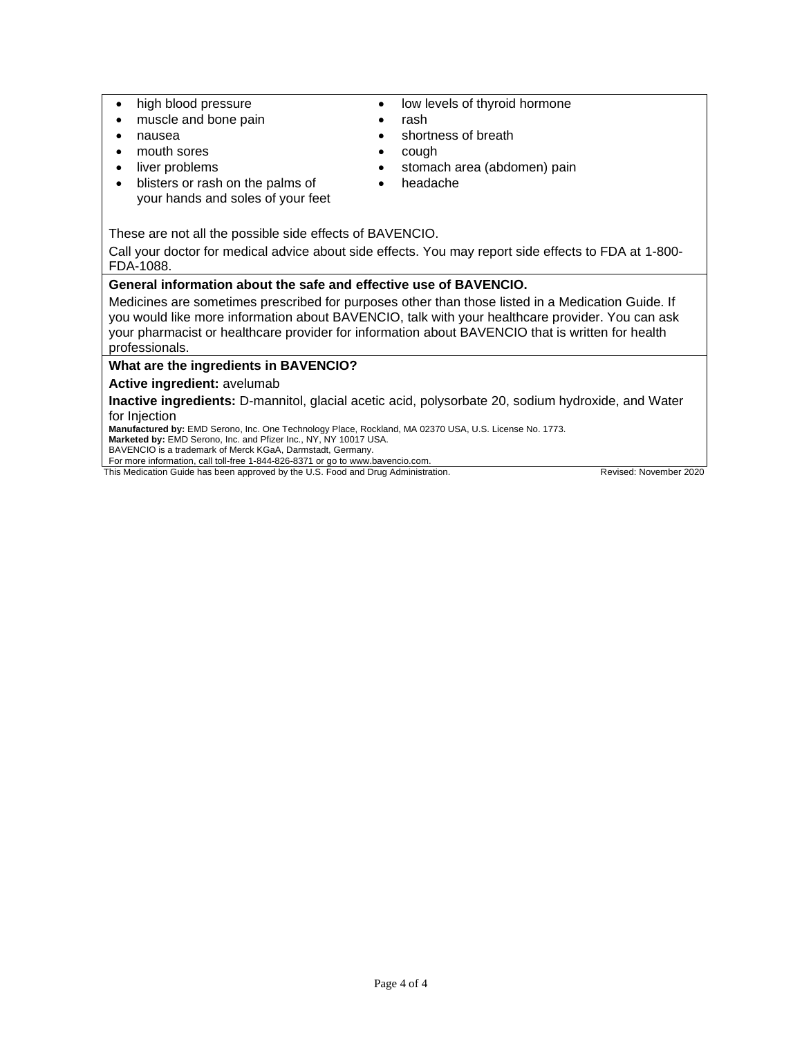- high blood pressure
- muscle and bone pain
- nausea
- mouth sores
- liver problems
- blisters or rash on the palms of your hands and soles of your feet
- low levels of thyroid hormone
- rash
- shortness of breath
- cough
- stomach area (abdomen) pain
- headache

These are not all the possible side effects of BAVENCIO.

Call your doctor for medical advice about side effects. You may report side effects to FDA at 1-800-FDA-1088.

**General information about the safe and effective use of BAVENCIO.**

Medicines are sometimes prescribed for purposes other than those listed in a Medication Guide. If you would like more information about BAVENCIO, talk with your healthcare provider. You can ask your pharmacist or healthcare provider for information about BAVENCIO that is written for health professionals.

**What are the ingredients in BAVENCIO?**

**Active ingredient:** avelumab

**Inactive ingredients:** D-mannitol, glacial acetic acid, polysorbate 20, sodium hydroxide, and Water for Injection

**Manufactured by:** EMD Serono, Inc. One Technology Place, Rockland, MA 02370 USA, U.S. License No. 1773.
**Marketed by:** EMD Serono, Inc. and Pfizer Inc., NY, NY 10017 USA.
BAVENCIO is a trademark of Merck KGaA, Darmstadt, Germany.
For more information, call toll-free 1-844-826-8371 or go to www.bavencio.com.

This Medication Guide has been approved by the U.S. Food and Drug Administration. Revised: November 2020